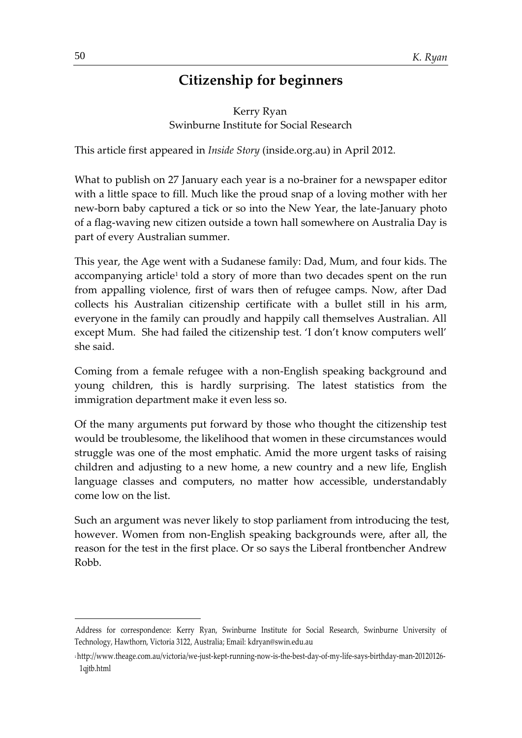# Citizenship for beginners

Kerry Ryan
Swinburne Institute for Social Research

This article first appeared in *Inside Story* (inside.org.au) in April 2012.

What to publish on 27 January each year is a no-brainer for a newspaper editor with a little space to fill. Much like the proud snap of a loving mother with her new-born baby captured a tick or so into the New Year, the late-January photo of a flag-waving new citizen outside a town hall somewhere on Australia Day is part of every Australian summer.

This year, the Age went with a Sudanese family: Dad, Mum, and four kids. The accompanying article[1] told a story of more than two decades spent on the run from appalling violence, first of wars then of refugee camps. Now, after Dad collects his Australian citizenship certificate with a bullet still in his arm, everyone in the family can proudly and happily call themselves Australian. All except Mum. She had failed the citizenship test. 'I don't know computers well' she said.

Coming from a female refugee with a non-English speaking background and young children, this is hardly surprising. The latest statistics from the immigration department make it even less so.

Of the many arguments put forward by those who thought the citizenship test would be troublesome, the likelihood that women in these circumstances would struggle was one of the most emphatic. Amid the more urgent tasks of raising children and adjusting to a new home, a new country and a new life, English language classes and computers, no matter how accessible, understandably come low on the list.

Such an argument was never likely to stop parliament from introducing the test, however. Women from non-English speaking backgrounds were, after all, the reason for the test in the first place. Or so says the Liberal frontbencher Andrew Robb.

---

Address for correspondence: Kerry Ryan, Swinburne Institute for Social Research, Swinburne University of Technology, Hawthorn, Victoria 3122, Australia; Email: kdryan@swin.edu.au

[1] http://www.theage.com.au/victoria/we-just-kept-running-now-is-the-best-day-of-my-life-says-birthday-man-20120126-1qjtb.html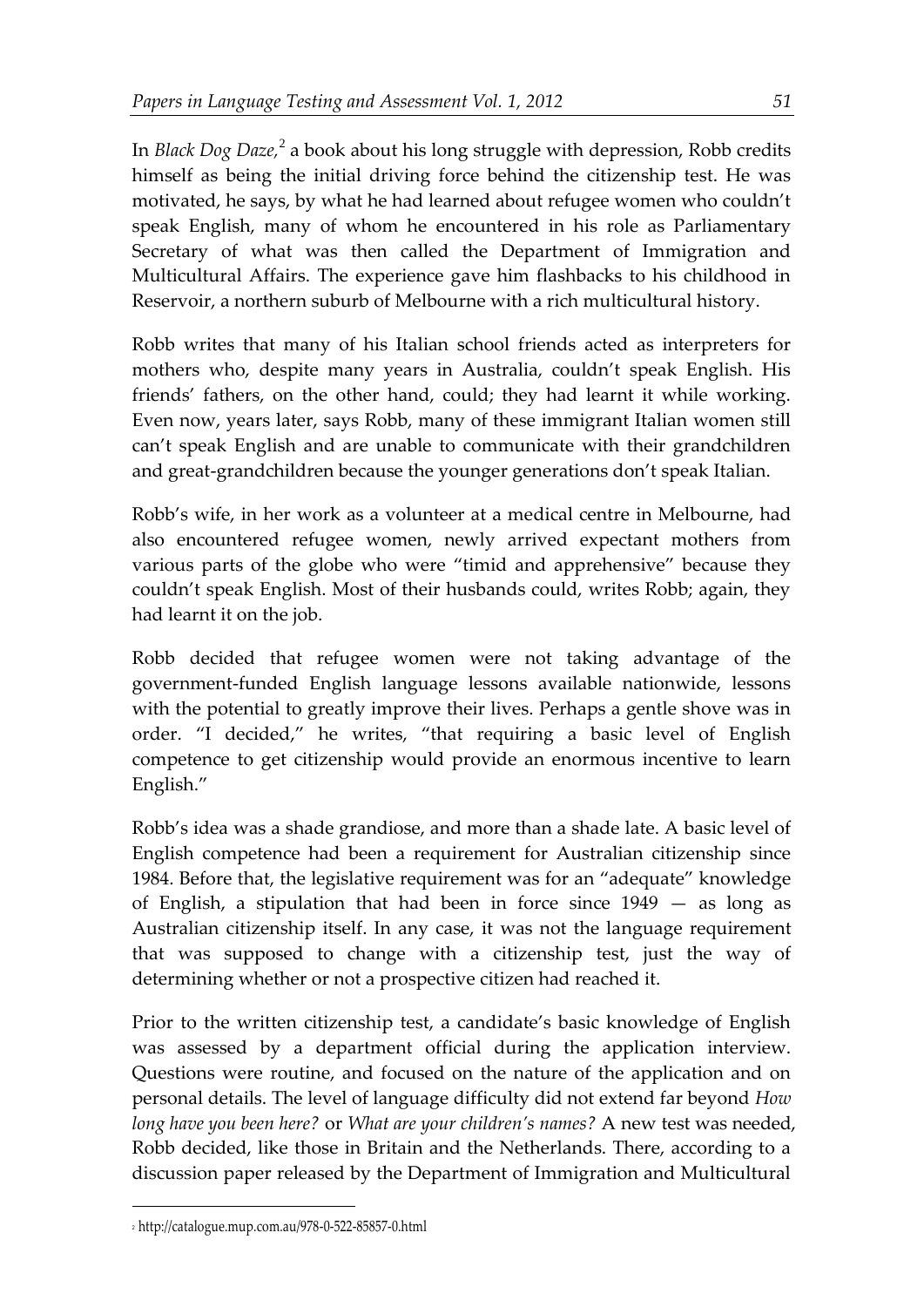In *Black Dog Daze,*[2] a book about his long struggle with depression, Robb credits himself as being the initial driving force behind the citizenship test. He was motivated, he says, by what he had learned about refugee women who couldn't speak English, many of whom he encountered in his role as Parliamentary Secretary of what was then called the Department of Immigration and Multicultural Affairs. The experience gave him flashbacks to his childhood in Reservoir, a northern suburb of Melbourne with a rich multicultural history.

Robb writes that many of his Italian school friends acted as interpreters for mothers who, despite many years in Australia, couldn't speak English. His friends' fathers, on the other hand, could; they had learnt it while working. Even now, years later, says Robb, many of these immigrant Italian women still can't speak English and are unable to communicate with their grandchildren and great-grandchildren because the younger generations don't speak Italian.

Robb's wife, in her work as a volunteer at a medical centre in Melbourne, had also encountered refugee women, newly arrived expectant mothers from various parts of the globe who were "timid and apprehensive" because they couldn't speak English. Most of their husbands could, writes Robb; again, they had learnt it on the job.

Robb decided that refugee women were not taking advantage of the government-funded English language lessons available nationwide, lessons with the potential to greatly improve their lives. Perhaps a gentle shove was in order. "I decided," he writes, "that requiring a basic level of English competence to get citizenship would provide an enormous incentive to learn English."

Robb's idea was a shade grandiose, and more than a shade late. A basic level of English competence had been a requirement for Australian citizenship since 1984. Before that, the legislative requirement was for an "adequate" knowledge of English, a stipulation that had been in force since 1949 — as long as Australian citizenship itself. In any case, it was not the language requirement that was supposed to change with a citizenship test, just the way of determining whether or not a prospective citizen had reached it.

Prior to the written citizenship test, a candidate's basic knowledge of English was assessed by a department official during the application interview. Questions were routine, and focused on the nature of the application and on personal details. The level of language difficulty did not extend far beyond *How long have you been here?* or *What are your children's names?* A new test was needed, Robb decided, like those in Britain and the Netherlands. There, according to a discussion paper released by the Department of Immigration and Multicultural

[2] http://catalogue.mup.com.au/978-0-522-85857-0.html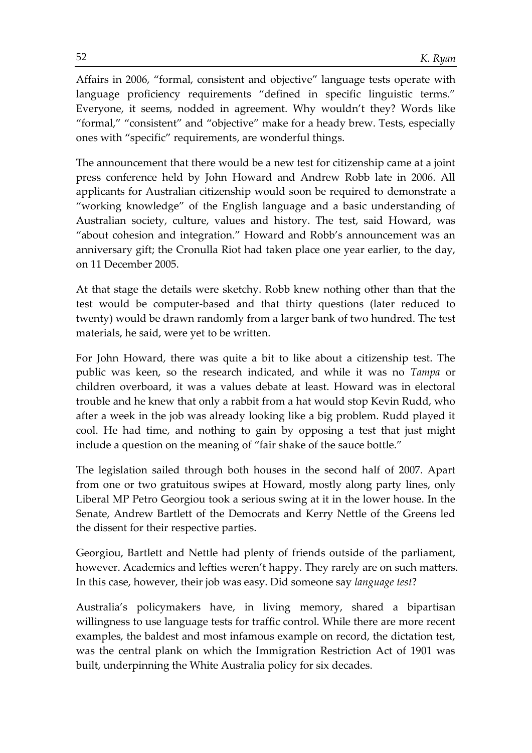Affairs in 2006, "formal, consistent and objective" language tests operate with language proficiency requirements "defined in specific linguistic terms." Everyone, it seems, nodded in agreement. Why wouldn't they? Words like "formal," "consistent" and "objective" make for a heady brew. Tests, especially ones with "specific" requirements, are wonderful things.

The announcement that there would be a new test for citizenship came at a joint press conference held by John Howard and Andrew Robb late in 2006. All applicants for Australian citizenship would soon be required to demonstrate a "working knowledge" of the English language and a basic understanding of Australian society, culture, values and history. The test, said Howard, was "about cohesion and integration." Howard and Robb's announcement was an anniversary gift; the Cronulla Riot had taken place one year earlier, to the day, on 11 December 2005.

At that stage the details were sketchy. Robb knew nothing other than that the test would be computer-based and that thirty questions (later reduced to twenty) would be drawn randomly from a larger bank of two hundred. The test materials, he said, were yet to be written.

For John Howard, there was quite a bit to like about a citizenship test. The public was keen, so the research indicated, and while it was no *Tampa* or children overboard, it was a values debate at least. Howard was in electoral trouble and he knew that only a rabbit from a hat would stop Kevin Rudd, who after a week in the job was already looking like a big problem. Rudd played it cool. He had time, and nothing to gain by opposing a test that just might include a question on the meaning of "fair shake of the sauce bottle."

The legislation sailed through both houses in the second half of 2007. Apart from one or two gratuitous swipes at Howard, mostly along party lines, only Liberal MP Petro Georgiou took a serious swing at it in the lower house. In the Senate, Andrew Bartlett of the Democrats and Kerry Nettle of the Greens led the dissent for their respective parties.

Georgiou, Bartlett and Nettle had plenty of friends outside of the parliament, however. Academics and lefties weren't happy. They rarely are on such matters. In this case, however, their job was easy. Did someone say *language test*?

Australia's policymakers have, in living memory, shared a bipartisan willingness to use language tests for traffic control. While there are more recent examples, the baldest and most infamous example on record, the dictation test, was the central plank on which the Immigration Restriction Act of 1901 was built, underpinning the White Australia policy for six decades.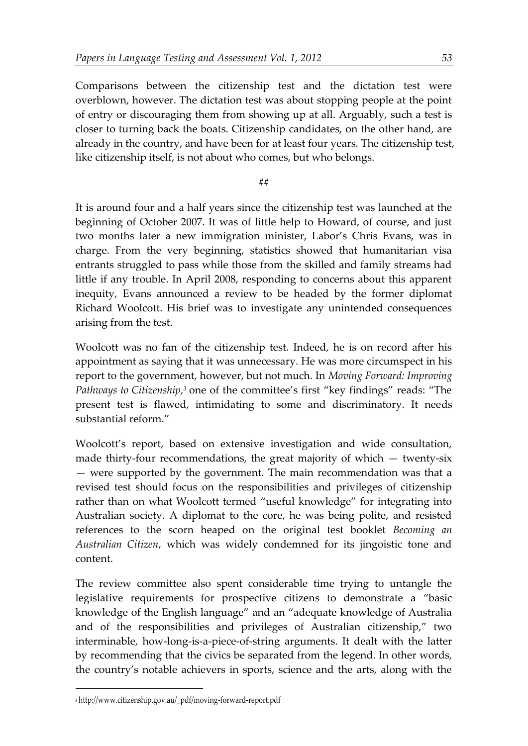Comparisons between the citizenship test and the dictation test were overblown, however. The dictation test was about stopping people at the point of entry or discouraging them from showing up at all. Arguably, such a test is closer to turning back the boats. Citizenship candidates, on the other hand, are already in the country, and have been for at least four years. The citizenship test, like citizenship itself, is not about who comes, but who belongs.

##

It is around four and a half years since the citizenship test was launched at the beginning of October 2007. It was of little help to Howard, of course, and just two months later a new immigration minister, Labor's Chris Evans, was in charge. From the very beginning, statistics showed that humanitarian visa entrants struggled to pass while those from the skilled and family streams had little if any trouble. In April 2008, responding to concerns about this apparent inequity, Evans announced a review to be headed by the former diplomat Richard Woolcott. His brief was to investigate any unintended consequences arising from the test.

Woolcott was no fan of the citizenship test. Indeed, he is on record after his appointment as saying that it was unnecessary. He was more circumspect in his report to the government, however, but not much. In *Moving Forward: Improving Pathways to Citizenship*,[3] one of the committee's first "key findings" reads: "The present test is flawed, intimidating to some and discriminatory. It needs substantial reform."

Woolcott's report, based on extensive investigation and wide consultation, made thirty-four recommendations, the great majority of which — twenty-six — were supported by the government. The main recommendation was that a revised test should focus on the responsibilities and privileges of citizenship rather than on what Woolcott termed "useful knowledge" for integrating into Australian society. A diplomat to the core, he was being polite, and resisted references to the scorn heaped on the original test booklet *Becoming an Australian Citizen*, which was widely condemned for its jingoistic tone and content.

The review committee also spent considerable time trying to untangle the legislative requirements for prospective citizens to demonstrate a "basic knowledge of the English language" and an "adequate knowledge of Australia and of the responsibilities and privileges of Australian citizenship," two interminable, how-long-is-a-piece-of-string arguments. It dealt with the latter by recommending that the civics be separated from the legend. In other words, the country's notable achievers in sports, science and the arts, along with the

[3] http://www.citizenship.gov.au/_pdf/moving-forward-report.pdf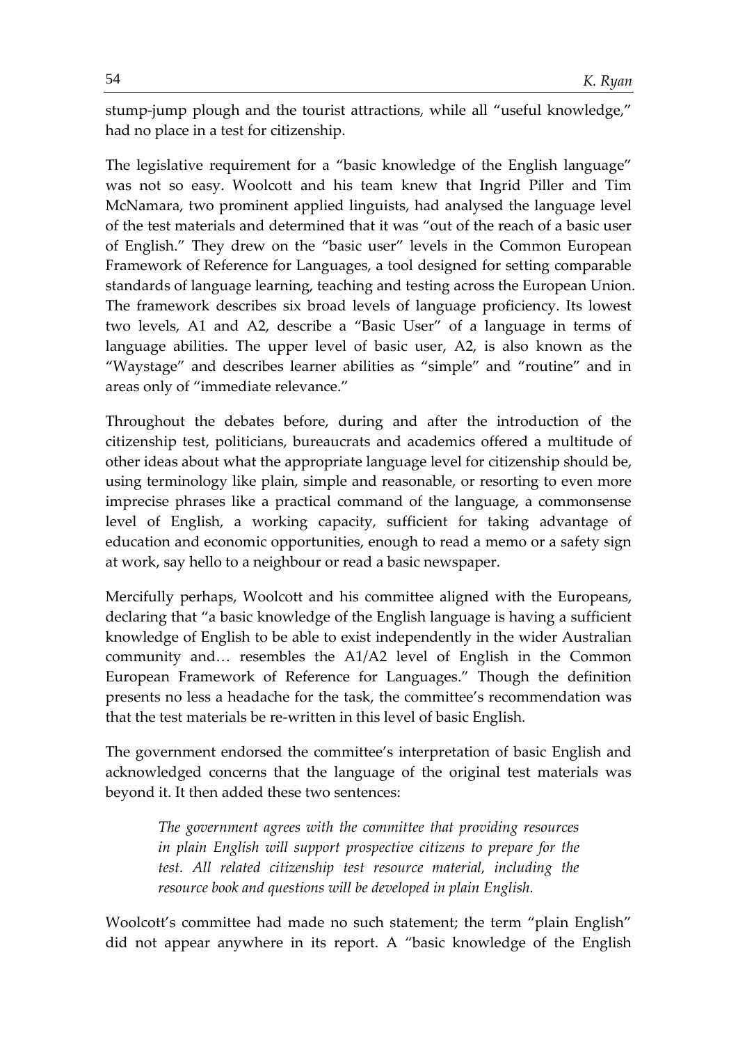stump-jump plough and the tourist attractions, while all "useful knowledge," had no place in a test for citizenship.

The legislative requirement for a "basic knowledge of the English language" was not so easy. Woolcott and his team knew that Ingrid Piller and Tim McNamara, two prominent applied linguists, had analysed the language level of the test materials and determined that it was "out of the reach of a basic user of English." They drew on the "basic user" levels in the Common European Framework of Reference for Languages, a tool designed for setting comparable standards of language learning, teaching and testing across the European Union. The framework describes six broad levels of language proficiency. Its lowest two levels, A1 and A2, describe a "Basic User" of a language in terms of language abilities. The upper level of basic user, A2, is also known as the "Waystage" and describes learner abilities as "simple" and "routine" and in areas only of "immediate relevance."

Throughout the debates before, during and after the introduction of the citizenship test, politicians, bureaucrats and academics offered a multitude of other ideas about what the appropriate language level for citizenship should be, using terminology like plain, simple and reasonable, or resorting to even more imprecise phrases like a practical command of the language, a commonsense level of English, a working capacity, sufficient for taking advantage of education and economic opportunities, enough to read a memo or a safety sign at work, say hello to a neighbour or read a basic newspaper.

Mercifully perhaps, Woolcott and his committee aligned with the Europeans, declaring that "a basic knowledge of the English language is having a sufficient knowledge of English to be able to exist independently in the wider Australian community and… resembles the A1/A2 level of English in the Common European Framework of Reference for Languages." Though the definition presents no less a headache for the task, the committee's recommendation was that the test materials be re-written in this level of basic English.

The government endorsed the committee's interpretation of basic English and acknowledged concerns that the language of the original test materials was beyond it. It then added these two sentences:

> *The government agrees with the committee that providing resources in plain English will support prospective citizens to prepare for the test. All related citizenship test resource material, including the resource book and questions will be developed in plain English.*

Woolcott's committee had made no such statement; the term "plain English" did not appear anywhere in its report. A "basic knowledge of the English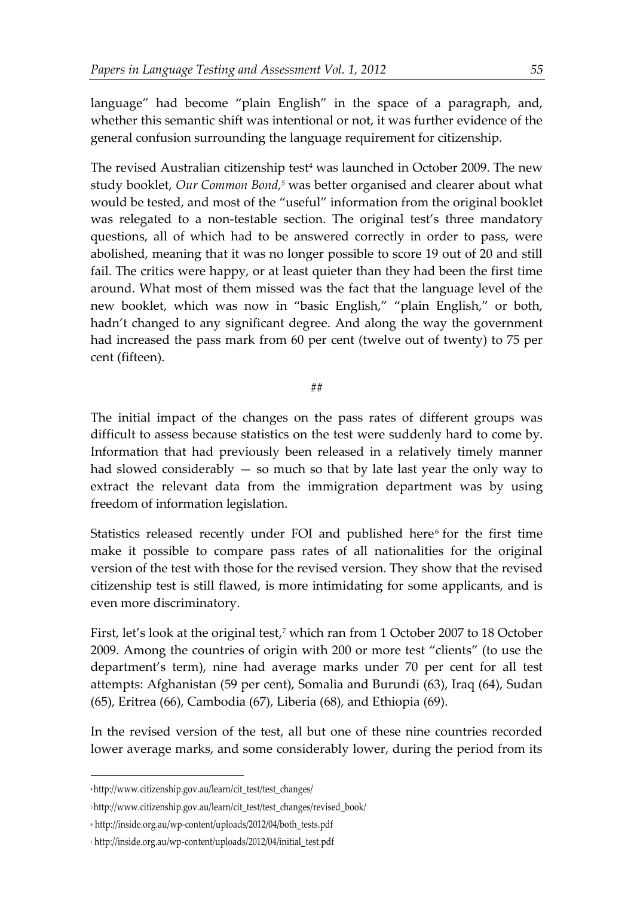language" had become "plain English" in the space of a paragraph, and, whether this semantic shift was intentional or not, it was further evidence of the general confusion surrounding the language requirement for citizenship.

The revised Australian citizenship test[4] was launched in October 2009. The new study booklet, *Our Common Bond*,[5] was better organised and clearer about what would be tested, and most of the "useful" information from the original booklet was relegated to a non-testable section. The original test's three mandatory questions, all of which had to be answered correctly in order to pass, were abolished, meaning that it was no longer possible to score 19 out of 20 and still fail. The critics were happy, or at least quieter than they had been the first time around. What most of them missed was the fact that the language level of the new booklet, which was now in "basic English," "plain English," or both, hadn't changed to any significant degree. And along the way the government had increased the pass mark from 60 per cent (twelve out of twenty) to 75 per cent (fifteen).

##

The initial impact of the changes on the pass rates of different groups was difficult to assess because statistics on the test were suddenly hard to come by. Information that had previously been released in a relatively timely manner had slowed considerably — so much so that by late last year the only way to extract the relevant data from the immigration department was by using freedom of information legislation.

Statistics released recently under FOI and published here[6] for the first time make it possible to compare pass rates of all nationalities for the original version of the test with those for the revised version. They show that the revised citizenship test is still flawed, is more intimidating for some applicants, and is even more discriminatory.

First, let's look at the original test,[7] which ran from 1 October 2007 to 18 October 2009. Among the countries of origin with 200 or more test "clients" (to use the department's term), nine had average marks under 70 per cent for all test attempts: Afghanistan (59 per cent), Somalia and Burundi (63), Iraq (64), Sudan (65), Eritrea (66), Cambodia (67), Liberia (68), and Ethiopia (69).

In the revised version of the test, all but one of these nine countries recorded lower average marks, and some considerably lower, during the period from its

[4] http://www.citizenship.gov.au/learn/cit_test/test_changes/

[5] http://www.citizenship.gov.au/learn/cit_test/test_changes/revised_book/

[6] http://inside.org.au/wp-content/uploads/2012/04/both_tests.pdf

[7] http://inside.org.au/wp-content/uploads/2012/04/initial_test.pdf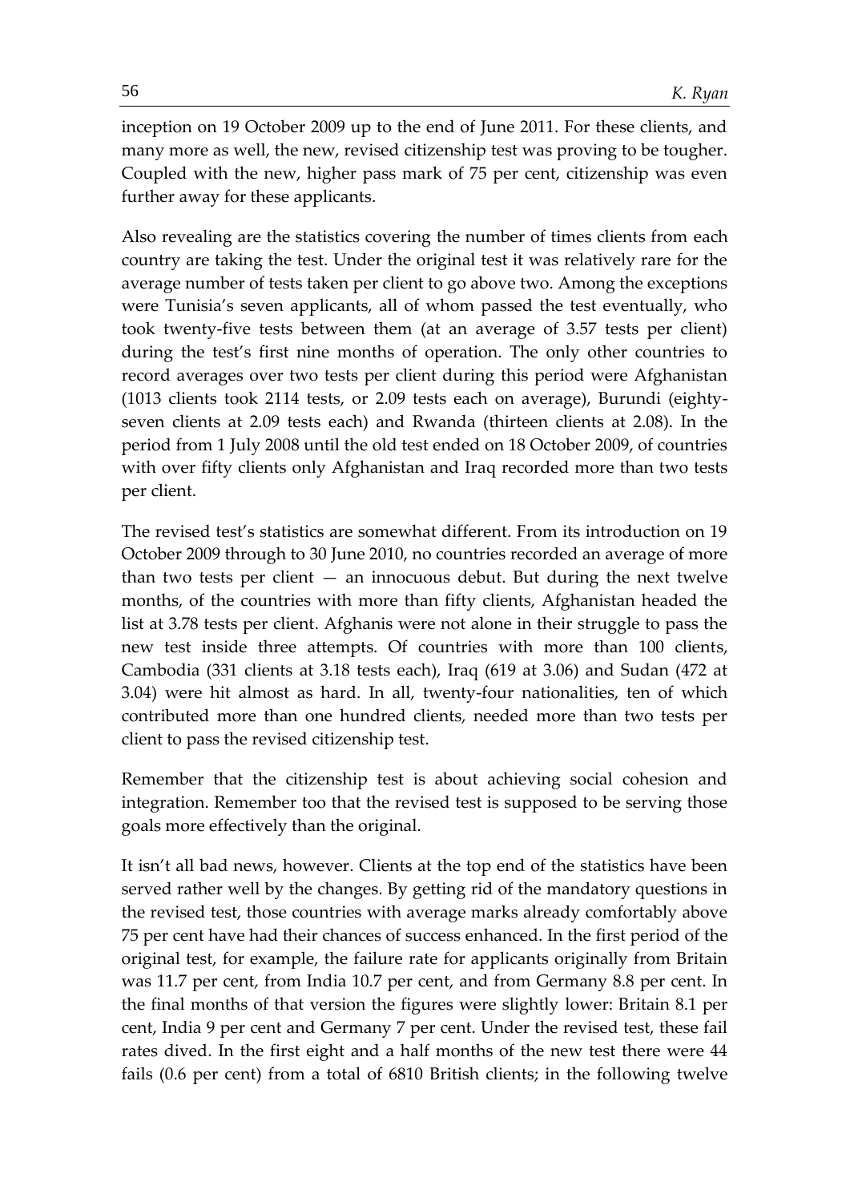inception on 19 October 2009 up to the end of June 2011. For these clients, and many more as well, the new, revised citizenship test was proving to be tougher. Coupled with the new, higher pass mark of 75 per cent, citizenship was even further away for these applicants.

Also revealing are the statistics covering the number of times clients from each country are taking the test. Under the original test it was relatively rare for the average number of tests taken per client to go above two. Among the exceptions were Tunisia's seven applicants, all of whom passed the test eventually, who took twenty-five tests between them (at an average of 3.57 tests per client) during the test's first nine months of operation. The only other countries to record averages over two tests per client during this period were Afghanistan (1013 clients took 2114 tests, or 2.09 tests each on average), Burundi (eighty-seven clients at 2.09 tests each) and Rwanda (thirteen clients at 2.08). In the period from 1 July 2008 until the old test ended on 18 October 2009, of countries with over fifty clients only Afghanistan and Iraq recorded more than two tests per client.

The revised test's statistics are somewhat different. From its introduction on 19 October 2009 through to 30 June 2010, no countries recorded an average of more than two tests per client — an innocuous debut. But during the next twelve months, of the countries with more than fifty clients, Afghanistan headed the list at 3.78 tests per client. Afghanis were not alone in their struggle to pass the new test inside three attempts. Of countries with more than 100 clients, Cambodia (331 clients at 3.18 tests each), Iraq (619 at 3.06) and Sudan (472 at 3.04) were hit almost as hard. In all, twenty-four nationalities, ten of which contributed more than one hundred clients, needed more than two tests per client to pass the revised citizenship test.

Remember that the citizenship test is about achieving social cohesion and integration. Remember too that the revised test is supposed to be serving those goals more effectively than the original.

It isn't all bad news, however. Clients at the top end of the statistics have been served rather well by the changes. By getting rid of the mandatory questions in the revised test, those countries with average marks already comfortably above 75 per cent have had their chances of success enhanced. In the first period of the original test, for example, the failure rate for applicants originally from Britain was 11.7 per cent, from India 10.7 per cent, and from Germany 8.8 per cent. In the final months of that version the figures were slightly lower: Britain 8.1 per cent, India 9 per cent and Germany 7 per cent. Under the revised test, these fail rates dived. In the first eight and a half months of the new test there were 44 fails (0.6 per cent) from a total of 6810 British clients; in the following twelve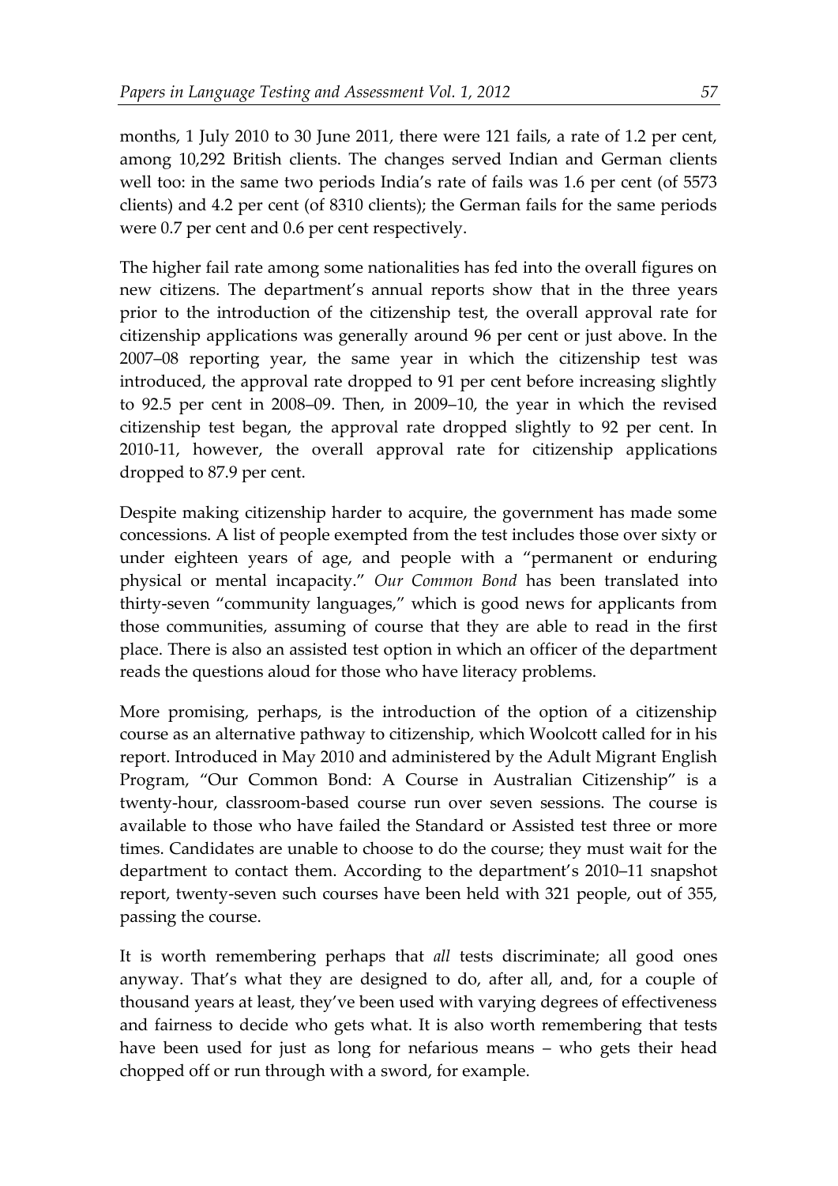months, 1 July 2010 to 30 June 2011, there were 121 fails, a rate of 1.2 per cent, among 10,292 British clients. The changes served Indian and German clients well too: in the same two periods India's rate of fails was 1.6 per cent (of 5573 clients) and 4.2 per cent (of 8310 clients); the German fails for the same periods were 0.7 per cent and 0.6 per cent respectively.

The higher fail rate among some nationalities has fed into the overall figures on new citizens. The department's annual reports show that in the three years prior to the introduction of the citizenship test, the overall approval rate for citizenship applications was generally around 96 per cent or just above. In the 2007–08 reporting year, the same year in which the citizenship test was introduced, the approval rate dropped to 91 per cent before increasing slightly to 92.5 per cent in 2008–09. Then, in 2009–10, the year in which the revised citizenship test began, the approval rate dropped slightly to 92 per cent. In 2010-11, however, the overall approval rate for citizenship applications dropped to 87.9 per cent.

Despite making citizenship harder to acquire, the government has made some concessions. A list of people exempted from the test includes those over sixty or under eighteen years of age, and people with a "permanent or enduring physical or mental incapacity." *Our Common Bond* has been translated into thirty-seven "community languages," which is good news for applicants from those communities, assuming of course that they are able to read in the first place. There is also an assisted test option in which an officer of the department reads the questions aloud for those who have literacy problems.

More promising, perhaps, is the introduction of the option of a citizenship course as an alternative pathway to citizenship, which Woolcott called for in his report. Introduced in May 2010 and administered by the Adult Migrant English Program, "Our Common Bond: A Course in Australian Citizenship" is a twenty-hour, classroom-based course run over seven sessions. The course is available to those who have failed the Standard or Assisted test three or more times. Candidates are unable to choose to do the course; they must wait for the department to contact them. According to the department's 2010–11 snapshot report, twenty-seven such courses have been held with 321 people, out of 355, passing the course.

It is worth remembering perhaps that *all* tests discriminate; all good ones anyway. That's what they are designed to do, after all, and, for a couple of thousand years at least, they've been used with varying degrees of effectiveness and fairness to decide who gets what. It is also worth remembering that tests have been used for just as long for nefarious means – who gets their head chopped off or run through with a sword, for example.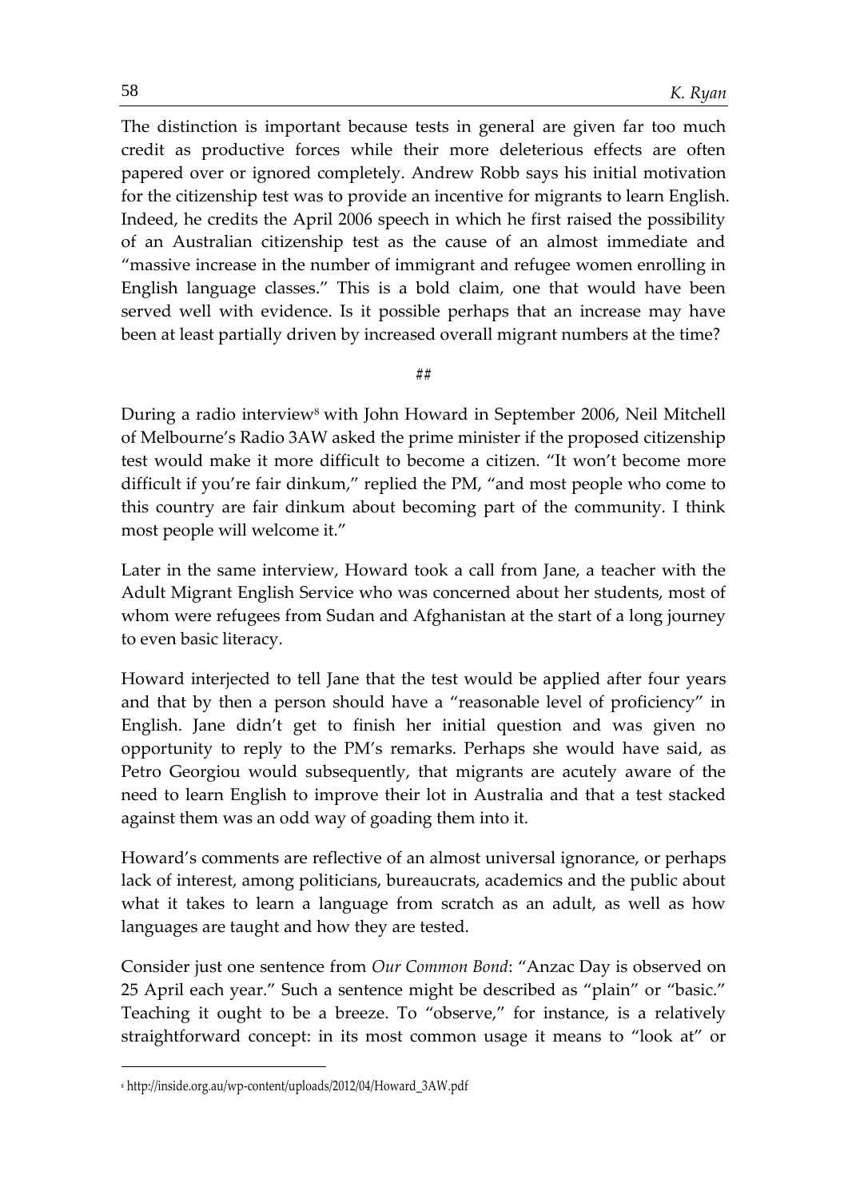The distinction is important because tests in general are given far too much credit as productive forces while their more deleterious effects are often papered over or ignored completely. Andrew Robb says his initial motivation for the citizenship test was to provide an incentive for migrants to learn English. Indeed, he credits the April 2006 speech in which he first raised the possibility of an Australian citizenship test as the cause of an almost immediate and "massive increase in the number of immigrant and refugee women enrolling in English language classes." This is a bold claim, one that would have been served well with evidence. Is it possible perhaps that an increase may have been at least partially driven by increased overall migrant numbers at the time?

##

During a radio interview[8] with John Howard in September 2006, Neil Mitchell of Melbourne's Radio 3AW asked the prime minister if the proposed citizenship test would make it more difficult to become a citizen. "It won't become more difficult if you're fair dinkum," replied the PM, "and most people who come to this country are fair dinkum about becoming part of the community. I think most people will welcome it."

Later in the same interview, Howard took a call from Jane, a teacher with the Adult Migrant English Service who was concerned about her students, most of whom were refugees from Sudan and Afghanistan at the start of a long journey to even basic literacy.

Howard interjected to tell Jane that the test would be applied after four years and that by then a person should have a "reasonable level of proficiency" in English. Jane didn't get to finish her initial question and was given no opportunity to reply to the PM's remarks. Perhaps she would have said, as Petro Georgiou would subsequently, that migrants are acutely aware of the need to learn English to improve their lot in Australia and that a test stacked against them was an odd way of goading them into it.

Howard's comments are reflective of an almost universal ignorance, or perhaps lack of interest, among politicians, bureaucrats, academics and the public about what it takes to learn a language from scratch as an adult, as well as how languages are taught and how they are tested.

Consider just one sentence from *Our Common Bond*: "Anzac Day is observed on 25 April each year." Such a sentence might be described as "plain" or "basic." Teaching it ought to be a breeze. To "observe," for instance, is a relatively straightforward concept: in its most common usage it means to "look at" or

[8] http://inside.org.au/wp-content/uploads/2012/04/Howard_3AW.pdf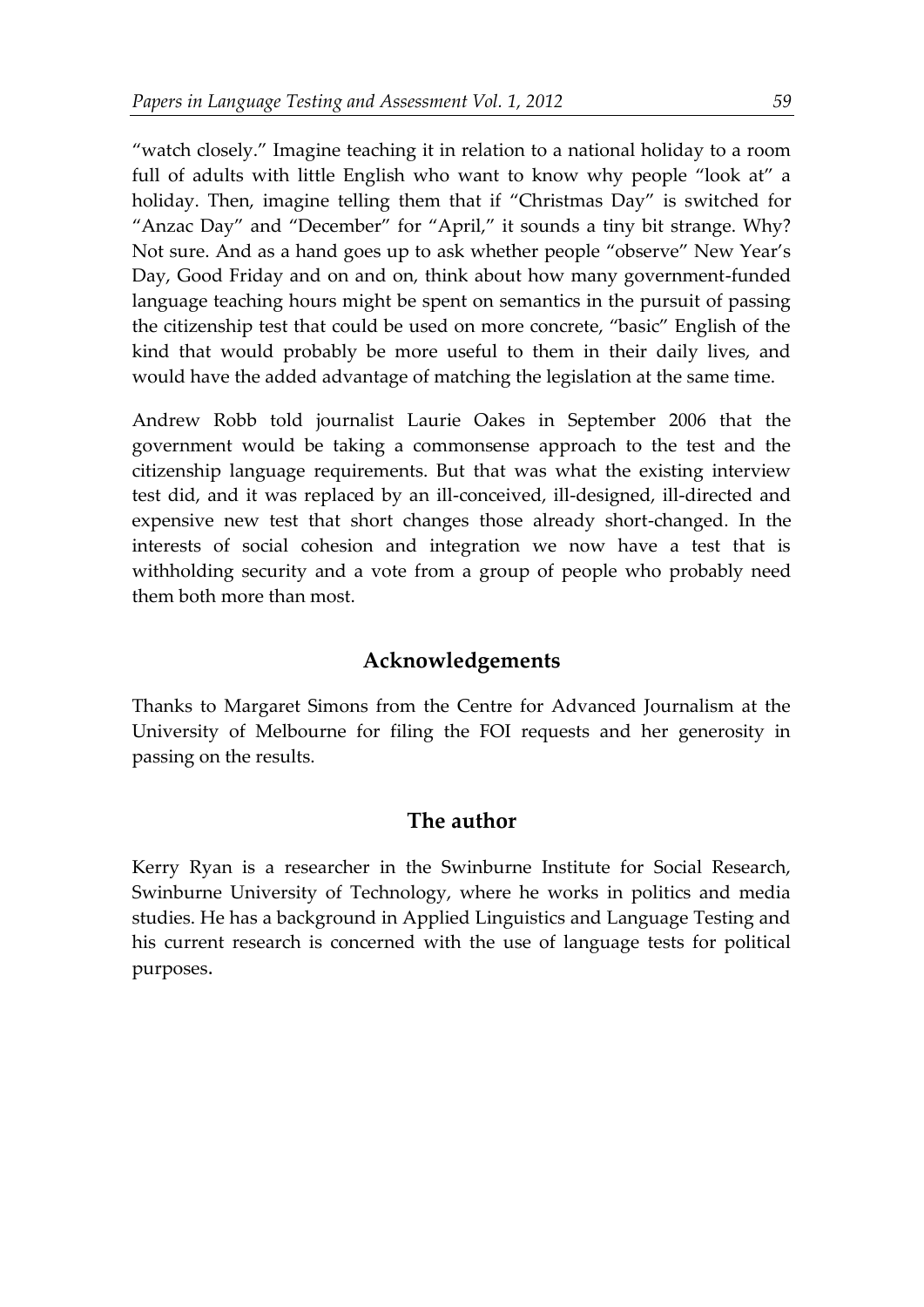"watch closely." Imagine teaching it in relation to a national holiday to a room full of adults with little English who want to know why people "look at" a holiday. Then, imagine telling them that if "Christmas Day" is switched for "Anzac Day" and "December" for "April," it sounds a tiny bit strange. Why? Not sure. And as a hand goes up to ask whether people "observe" New Year's Day, Good Friday and on and on, think about how many government-funded language teaching hours might be spent on semantics in the pursuit of passing the citizenship test that could be used on more concrete, "basic" English of the kind that would probably be more useful to them in their daily lives, and would have the added advantage of matching the legislation at the same time.

Andrew Robb told journalist Laurie Oakes in September 2006 that the government would be taking a commonsense approach to the test and the citizenship language requirements. But that was what the existing interview test did, and it was replaced by an ill-conceived, ill-designed, ill-directed and expensive new test that short changes those already short-changed. In the interests of social cohesion and integration we now have a test that is withholding security and a vote from a group of people who probably need them both more than most.

## Acknowledgements

Thanks to Margaret Simons from the Centre for Advanced Journalism at the University of Melbourne for filing the FOI requests and her generosity in passing on the results.

## The author

Kerry Ryan is a researcher in the Swinburne Institute for Social Research, Swinburne University of Technology, where he works in politics and media studies. He has a background in Applied Linguistics and Language Testing and his current research is concerned with the use of language tests for political purposes.